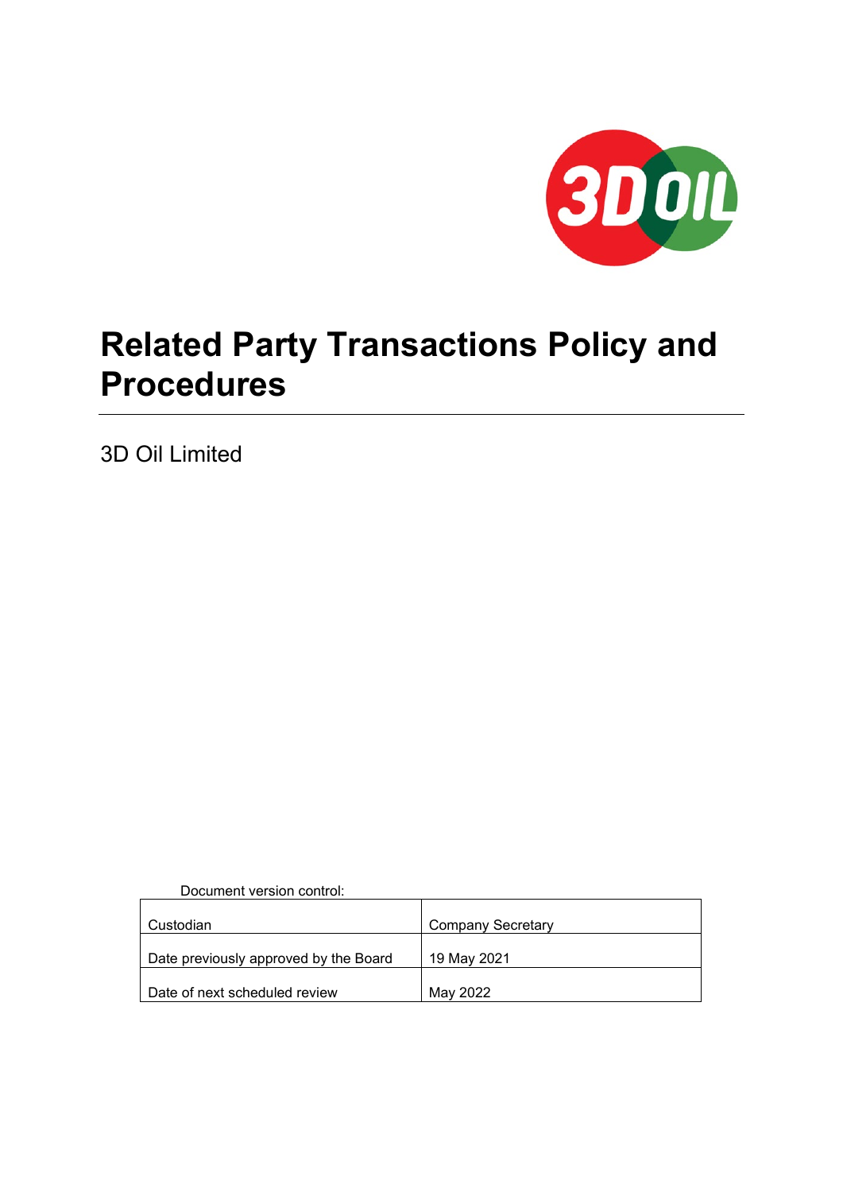# Related Party Transactions Policy and Procedures

3D Oil Limited

Document version control:

| Custodian | Company Secretary |
|---|---|
| Date previously approved by the Board | 19 May 2021 |
| Date of next scheduled review | May 2022 |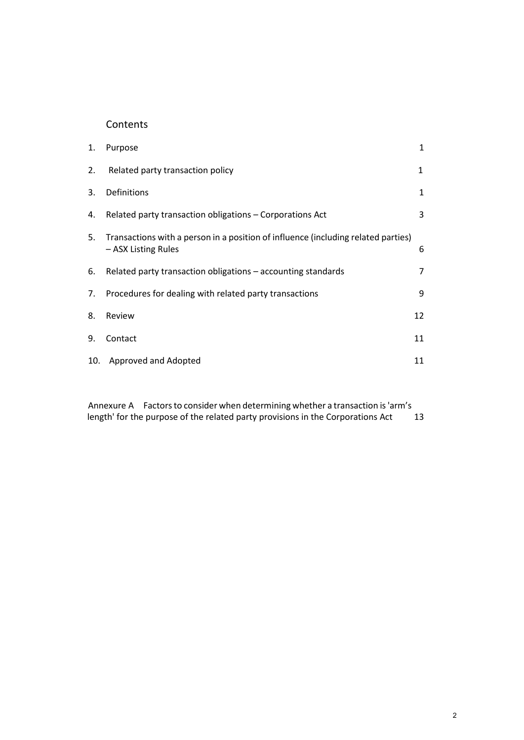## Contents

| | | |
|---|---|---|
| 1. | Purpose | 1 |
| 2. | Related party transaction policy | 1 |
| 3. | Definitions | 1 |
| 4. | Related party transaction obligations – Corporations Act | 3 |
| 5. | Transactions with a person in a position of influence (including related parties) – ASX Listing Rules | 6 |
| 6. | Related party transaction obligations – accounting standards | 7 |
| 7. | Procedures for dealing with related party transactions | 9 |
| 8. | Review | 12 |
| 9. | Contact | 11 |
| 10. | Approved and Adopted | 11 |

Annexure A Factors to consider when determining whether a transaction is 'arm's length' for the purpose of the related party provisions in the Corporations Act 13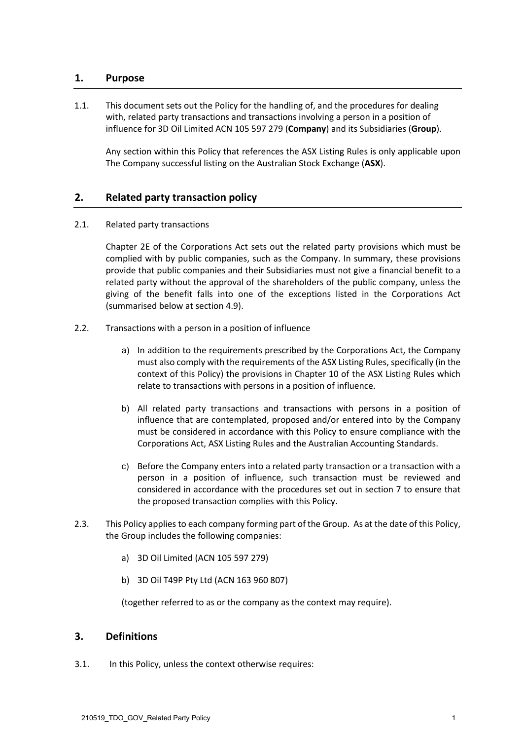## 1. Purpose

1.1. This document sets out the Policy for the handling of, and the procedures for dealing with, related party transactions and transactions involving a person in a position of influence for 3D Oil Limited ACN 105 597 279 (**Company**) and its Subsidiaries (**Group**).

Any section within this Policy that references the ASX Listing Rules is only applicable upon The Company successful listing on the Australian Stock Exchange (**ASX**).

## 2. Related party transaction policy

2.1. Related party transactions

Chapter 2E of the Corporations Act sets out the related party provisions which must be complied with by public companies, such as the Company. In summary, these provisions provide that public companies and their Subsidiaries must not give a financial benefit to a related party without the approval of the shareholders of the public company, unless the giving of the benefit falls into one of the exceptions listed in the Corporations Act (summarised below at section 4.9).

2.2. Transactions with a person in a position of influence

a) In addition to the requirements prescribed by the Corporations Act, the Company must also comply with the requirements of the ASX Listing Rules, specifically (in the context of this Policy) the provisions in Chapter 10 of the ASX Listing Rules which relate to transactions with persons in a position of influence.

b) All related party transactions and transactions with persons in a position of influence that are contemplated, proposed and/or entered into by the Company must be considered in accordance with this Policy to ensure compliance with the Corporations Act, ASX Listing Rules and the Australian Accounting Standards.

c) Before the Company enters into a related party transaction or a transaction with a person in a position of influence, such transaction must be reviewed and considered in accordance with the procedures set out in section 7 to ensure that the proposed transaction complies with this Policy.

2.3. This Policy applies to each company forming part of the Group. As at the date of this Policy, the Group includes the following companies:

a) 3D Oil Limited (ACN 105 597 279)

b) 3D Oil T49P Pty Ltd (ACN 163 960 807)

(together referred to as or the company as the context may require).

## 3. Definitions

3.1. In this Policy, unless the context otherwise requires: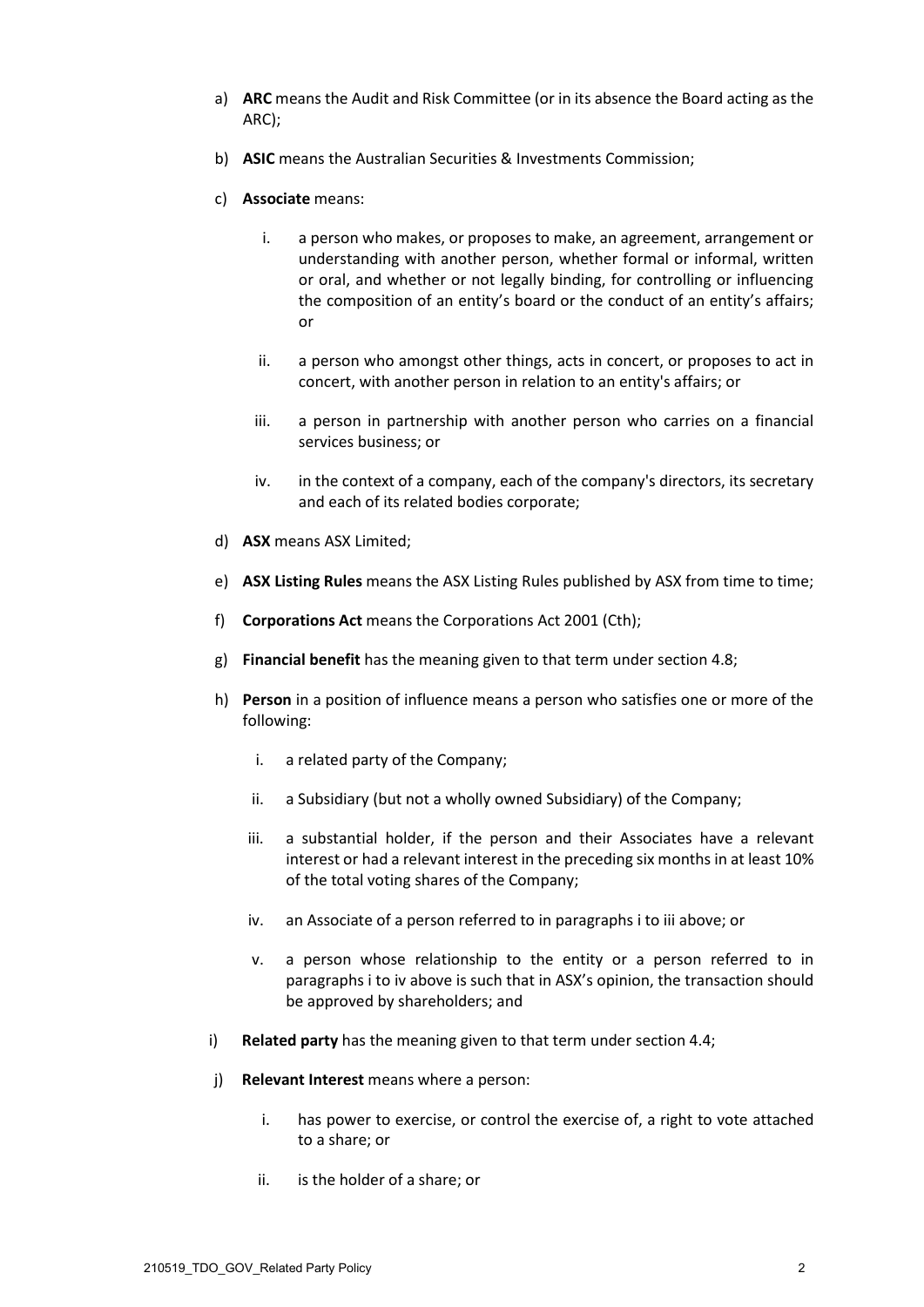a) **ARC** means the Audit and Risk Committee (or in its absence the Board acting as the ARC);

b) **ASIC** means the Australian Securities & Investments Commission;

c) **Associate** means:

   i. a person who makes, or proposes to make, an agreement, arrangement or understanding with another person, whether formal or informal, written or oral, and whether or not legally binding, for controlling or influencing the composition of an entity's board or the conduct of an entity's affairs; or

   ii. a person who amongst other things, acts in concert, or proposes to act in concert, with another person in relation to an entity's affairs; or

   iii. a person in partnership with another person who carries on a financial services business; or

   iv. in the context of a company, each of the company's directors, its secretary and each of its related bodies corporate;

d) **ASX** means ASX Limited;

e) **ASX Listing Rules** means the ASX Listing Rules published by ASX from time to time;

f) **Corporations Act** means the Corporations Act 2001 (Cth);

g) **Financial benefit** has the meaning given to that term under section 4.8;

h) **Person** in a position of influence means a person who satisfies one or more of the following:

   i. a related party of the Company;

   ii. a Subsidiary (but not a wholly owned Subsidiary) of the Company;

   iii. a substantial holder, if the person and their Associates have a relevant interest or had a relevant interest in the preceding six months in at least 10% of the total voting shares of the Company;

   iv. an Associate of a person referred to in paragraphs i to iii above; or

   v. a person whose relationship to the entity or a person referred to in paragraphs i to iv above is such that in ASX's opinion, the transaction should be approved by shareholders; and

i) **Related party** has the meaning given to that term under section 4.4;

j) **Relevant Interest** means where a person:

   i. has power to exercise, or control the exercise of, a right to vote attached to a share; or

   ii. is the holder of a share; or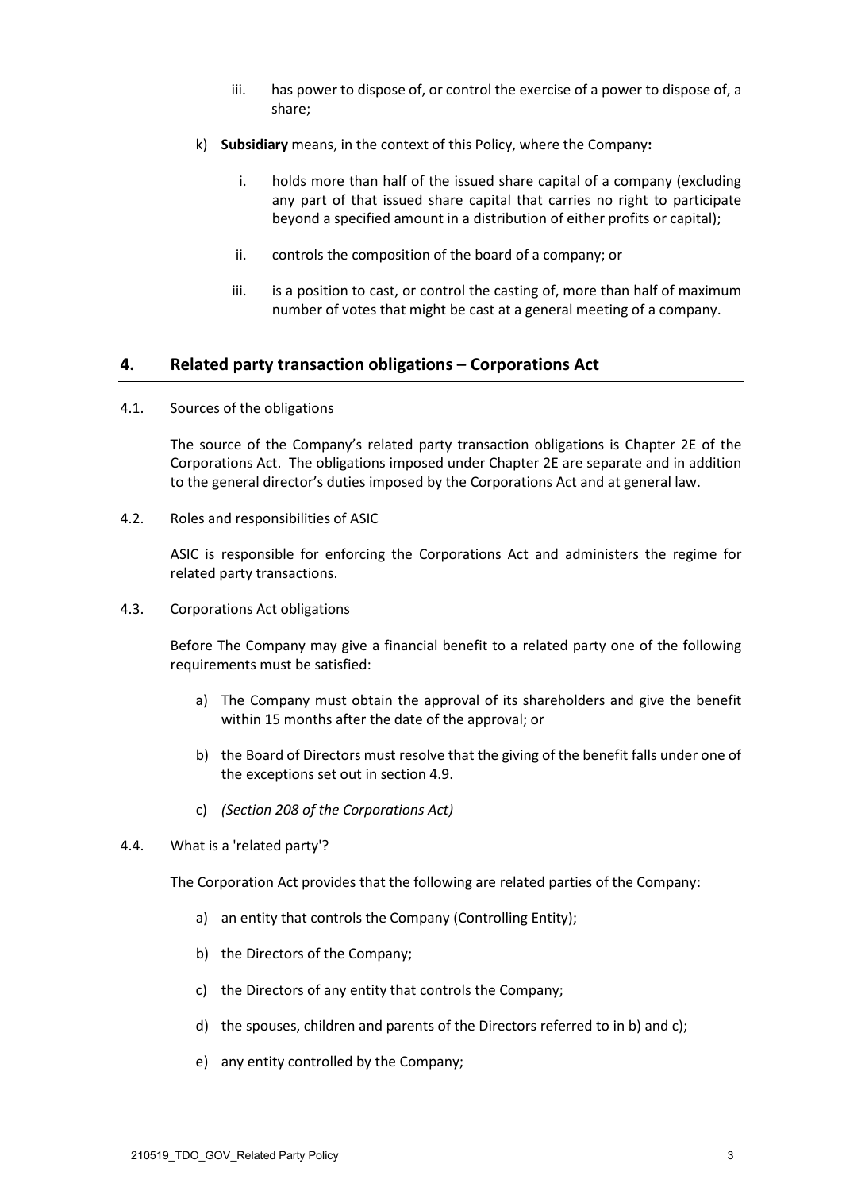iii. has power to dispose of, or control the exercise of a power to dispose of, a share;

k) **Subsidiary** means, in the context of this Policy, where the Company**:**

i. holds more than half of the issued share capital of a company (excluding any part of that issued share capital that carries no right to participate beyond a specified amount in a distribution of either profits or capital);

ii. controls the composition of the board of a company; or

iii. is a position to cast, or control the casting of, more than half of maximum number of votes that might be cast at a general meeting of a company.

## 4. Related party transaction obligations – Corporations Act

4.1. Sources of the obligations

The source of the Company's related party transaction obligations is Chapter 2E of the Corporations Act. The obligations imposed under Chapter 2E are separate and in addition to the general director's duties imposed by the Corporations Act and at general law.

4.2. Roles and responsibilities of ASIC

ASIC is responsible for enforcing the Corporations Act and administers the regime for related party transactions.

4.3. Corporations Act obligations

Before The Company may give a financial benefit to a related party one of the following requirements must be satisfied:

a) The Company must obtain the approval of its shareholders and give the benefit within 15 months after the date of the approval; or

b) the Board of Directors must resolve that the giving of the benefit falls under one of the exceptions set out in section 4.9.

c) *(Section 208 of the Corporations Act)*

4.4. What is a 'related party'?

The Corporation Act provides that the following are related parties of the Company:

a) an entity that controls the Company (Controlling Entity);

b) the Directors of the Company;

c) the Directors of any entity that controls the Company;

d) the spouses, children and parents of the Directors referred to in b) and c);

e) any entity controlled by the Company;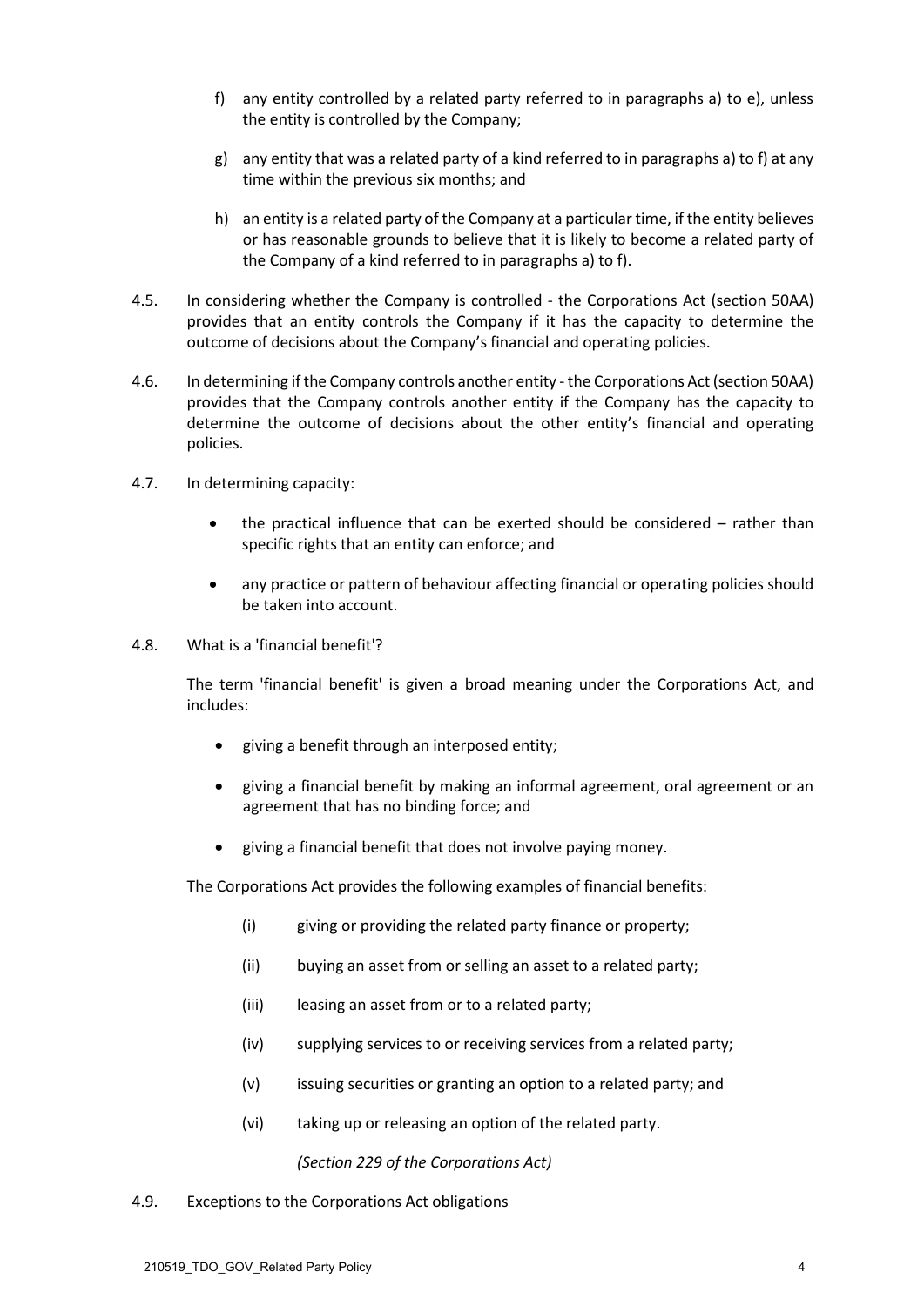f) any entity controlled by a related party referred to in paragraphs a) to e), unless the entity is controlled by the Company;

g) any entity that was a related party of a kind referred to in paragraphs a) to f) at any time within the previous six months; and

h) an entity is a related party of the Company at a particular time, if the entity believes or has reasonable grounds to believe that it is likely to become a related party of the Company of a kind referred to in paragraphs a) to f).

4.5. In considering whether the Company is controlled - the Corporations Act (section 50AA) provides that an entity controls the Company if it has the capacity to determine the outcome of decisions about the Company's financial and operating policies.

4.6. In determining if the Company controls another entity - the Corporations Act (section 50AA) provides that the Company controls another entity if the Company has the capacity to determine the outcome of decisions about the other entity's financial and operating policies.

4.7. In determining capacity:

- the practical influence that can be exerted should be considered – rather than specific rights that an entity can enforce; and
- any practice or pattern of behaviour affecting financial or operating policies should be taken into account.

4.8. What is a 'financial benefit'?

The term 'financial benefit' is given a broad meaning under the Corporations Act, and includes:

- giving a benefit through an interposed entity;
- giving a financial benefit by making an informal agreement, oral agreement or an agreement that has no binding force; and
- giving a financial benefit that does not involve paying money.

The Corporations Act provides the following examples of financial benefits:

(i) giving or providing the related party finance or property;

(ii) buying an asset from or selling an asset to a related party;

(iii) leasing an asset from or to a related party;

(iv) supplying services to or receiving services from a related party;

(v) issuing securities or granting an option to a related party; and

(vi) taking up or releasing an option of the related party.

*(Section 229 of the Corporations Act)*

4.9. Exceptions to the Corporations Act obligations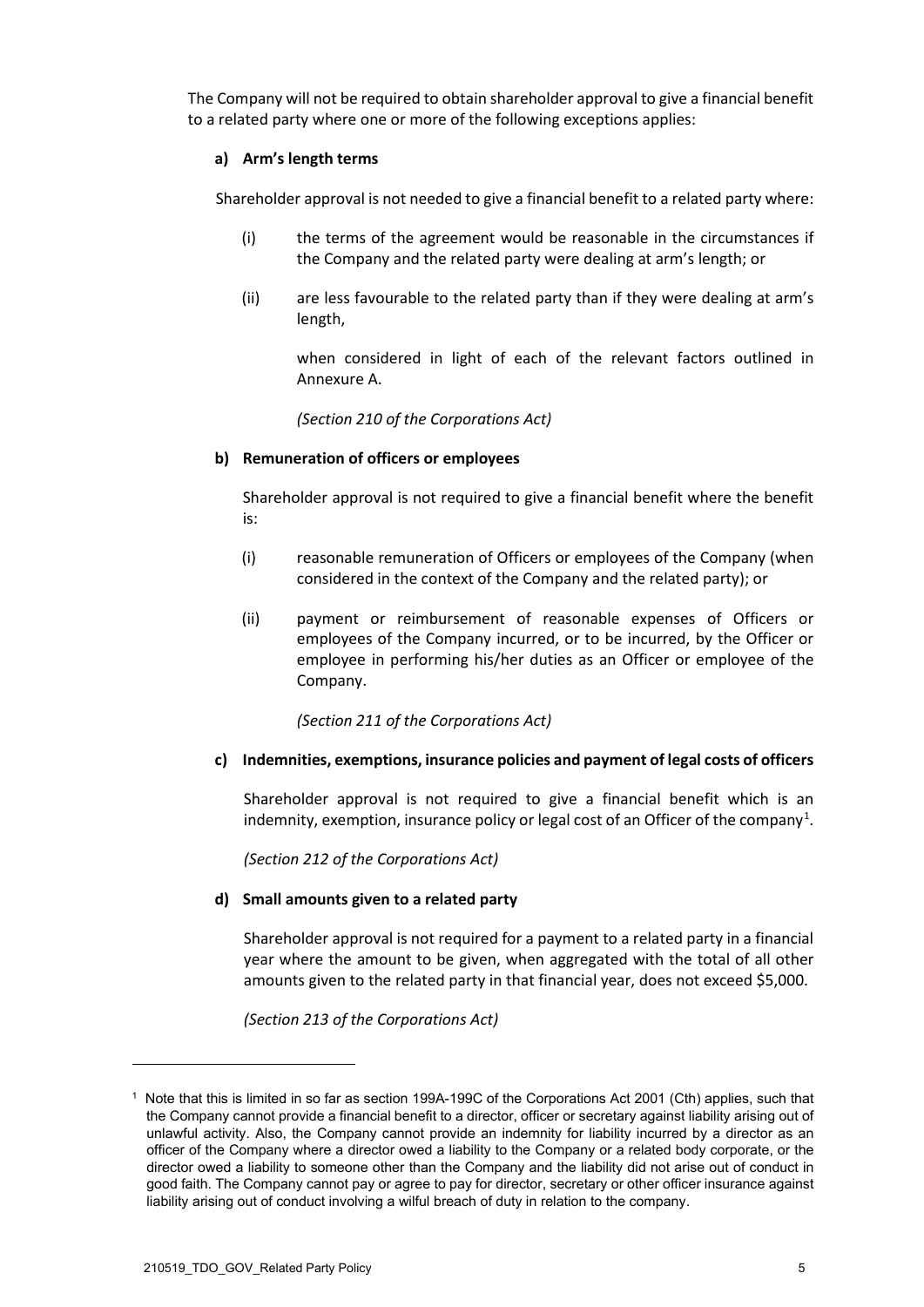The Company will not be required to obtain shareholder approval to give a financial benefit to a related party where one or more of the following exceptions applies:

**a) Arm's length terms**

Shareholder approval is not needed to give a financial benefit to a related party where:

(i) the terms of the agreement would be reasonable in the circumstances if the Company and the related party were dealing at arm's length; or

(ii) are less favourable to the related party than if they were dealing at arm's length,

when considered in light of each of the relevant factors outlined in Annexure A.

*(Section 210 of the Corporations Act)*

**b) Remuneration of officers or employees**

Shareholder approval is not required to give a financial benefit where the benefit is:

(i) reasonable remuneration of Officers or employees of the Company (when considered in the context of the Company and the related party); or

(ii) payment or reimbursement of reasonable expenses of Officers or employees of the Company incurred, or to be incurred, by the Officer or employee in performing his/her duties as an Officer or employee of the Company.

*(Section 211 of the Corporations Act)*

**c) Indemnities, exemptions, insurance policies and payment of legal costs of officers**

Shareholder approval is not required to give a financial benefit which is an indemnity, exemption, insurance policy or legal cost of an Officer of the company[1].

*(Section 212 of the Corporations Act)*

**d) Small amounts given to a related party**

Shareholder approval is not required for a payment to a related party in a financial year where the amount to be given, when aggregated with the total of all other amounts given to the related party in that financial year, does not exceed $5,000.

*(Section 213 of the Corporations Act)*

---

[1] Note that this is limited in so far as section 199A-199C of the Corporations Act 2001 (Cth) applies, such that the Company cannot provide a financial benefit to a director, officer or secretary against liability arising out of unlawful activity. Also, the Company cannot provide an indemnity for liability incurred by a director as an officer of the Company where a director owed a liability to the Company or a related body corporate, or the director owed a liability to someone other than the Company and the liability did not arise out of conduct in good faith. The Company cannot pay or agree to pay for director, secretary or other officer insurance against liability arising out of conduct involving a wilful breach of duty in relation to the company.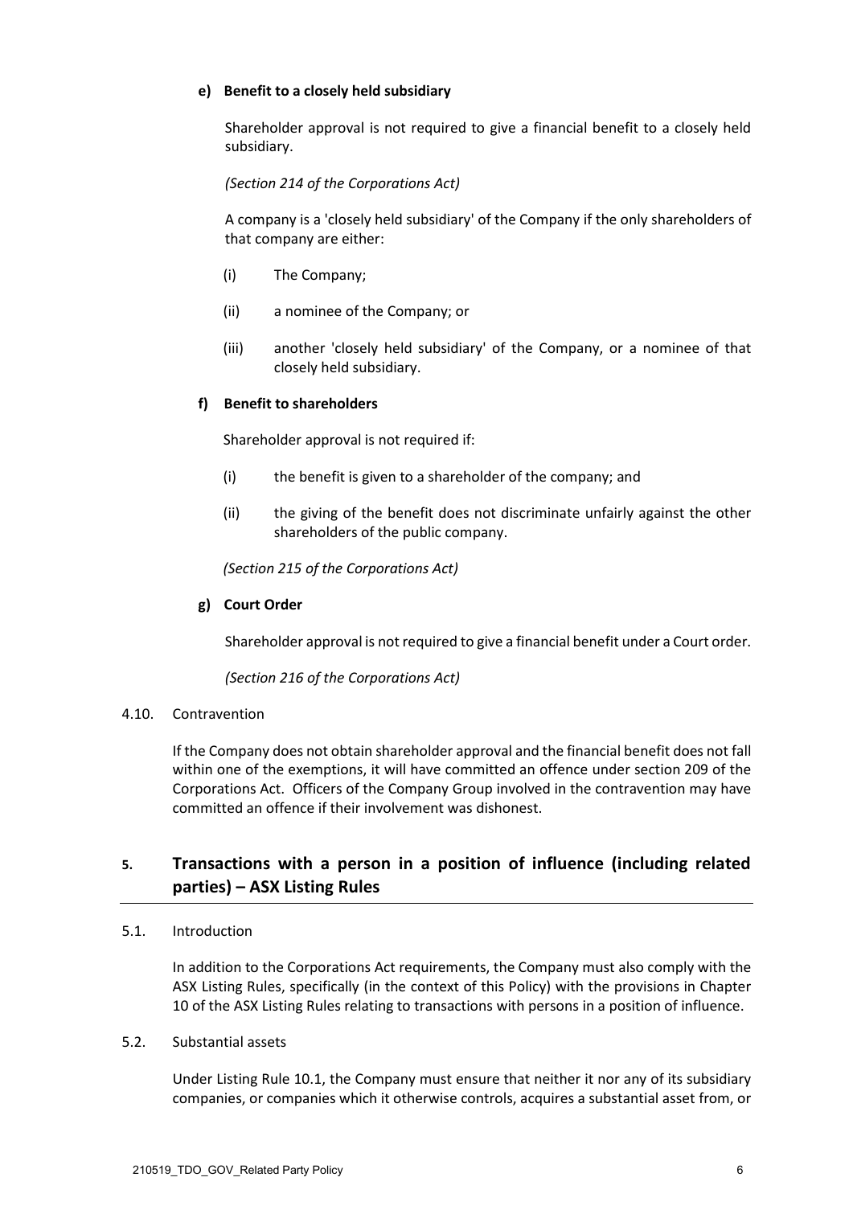#### e) Benefit to a closely held subsidiary

Shareholder approval is not required to give a financial benefit to a closely held subsidiary.

*(Section 214 of the Corporations Act)*

A company is a 'closely held subsidiary' of the Company if the only shareholders of that company are either:

(i) The Company;

(ii) a nominee of the Company; or

(iii) another 'closely held subsidiary' of the Company, or a nominee of that closely held subsidiary.

#### f) Benefit to shareholders

Shareholder approval is not required if:

(i) the benefit is given to a shareholder of the company; and

(ii) the giving of the benefit does not discriminate unfairly against the other shareholders of the public company.

*(Section 215 of the Corporations Act)*

#### g) Court Order

Shareholder approval is not required to give a financial benefit under a Court order.

*(Section 216 of the Corporations Act)*

### 4.10. Contravention

If the Company does not obtain shareholder approval and the financial benefit does not fall within one of the exemptions, it will have committed an offence under section 209 of the Corporations Act. Officers of the Company Group involved in the contravention may have committed an offence if their involvement was dishonest.

## 5. Transactions with a person in a position of influence (including related parties) – ASX Listing Rules

### 5.1. Introduction

In addition to the Corporations Act requirements, the Company must also comply with the ASX Listing Rules, specifically (in the context of this Policy) with the provisions in Chapter 10 of the ASX Listing Rules relating to transactions with persons in a position of influence.

### 5.2. Substantial assets

Under Listing Rule 10.1, the Company must ensure that neither it nor any of its subsidiary companies, or companies which it otherwise controls, acquires a substantial asset from, or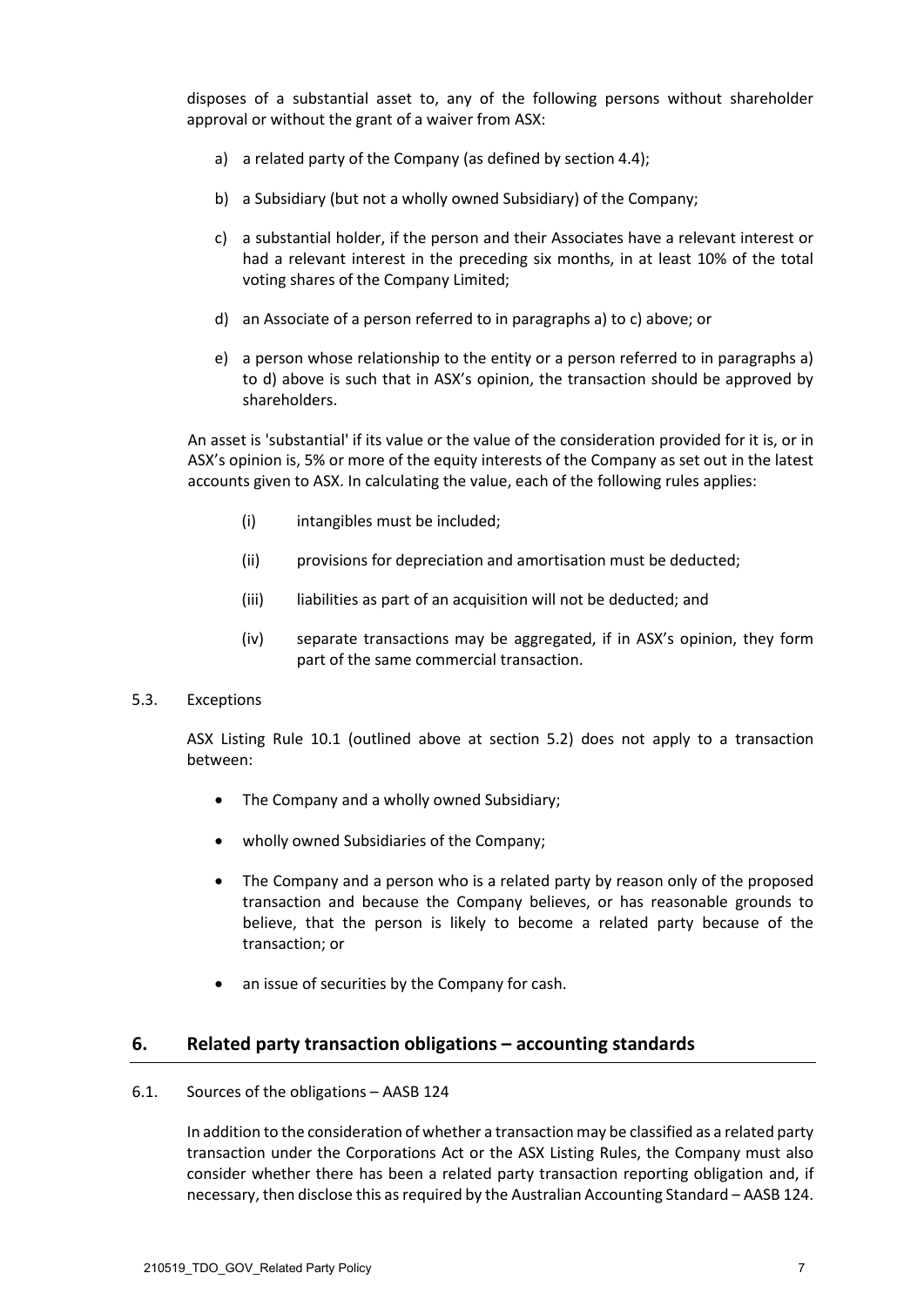disposes of a substantial asset to, any of the following persons without shareholder approval or without the grant of a waiver from ASX:

a) a related party of the Company (as defined by section 4.4);

b) a Subsidiary (but not a wholly owned Subsidiary) of the Company;

c) a substantial holder, if the person and their Associates have a relevant interest or had a relevant interest in the preceding six months, in at least 10% of the total voting shares of the Company Limited;

d) an Associate of a person referred to in paragraphs a) to c) above; or

e) a person whose relationship to the entity or a person referred to in paragraphs a) to d) above is such that in ASX's opinion, the transaction should be approved by shareholders.

An asset is 'substantial' if its value or the value of the consideration provided for it is, or in ASX's opinion is, 5% or more of the equity interests of the Company as set out in the latest accounts given to ASX. In calculating the value, each of the following rules applies:

(i) intangibles must be included;

(ii) provisions for depreciation and amortisation must be deducted;

(iii) liabilities as part of an acquisition will not be deducted; and

(iv) separate transactions may be aggregated, if in ASX's opinion, they form part of the same commercial transaction.

5.3. Exceptions

ASX Listing Rule 10.1 (outlined above at section 5.2) does not apply to a transaction between:

- The Company and a wholly owned Subsidiary;
- wholly owned Subsidiaries of the Company;
- The Company and a person who is a related party by reason only of the proposed transaction and because the Company believes, or has reasonable grounds to believe, that the person is likely to become a related party because of the transaction; or
- an issue of securities by the Company for cash.

## 6. Related party transaction obligations – accounting standards

6.1. Sources of the obligations – AASB 124

In addition to the consideration of whether a transaction may be classified as a related party transaction under the Corporations Act or the ASX Listing Rules, the Company must also consider whether there has been a related party transaction reporting obligation and, if necessary, then disclose this as required by the Australian Accounting Standard – AASB 124.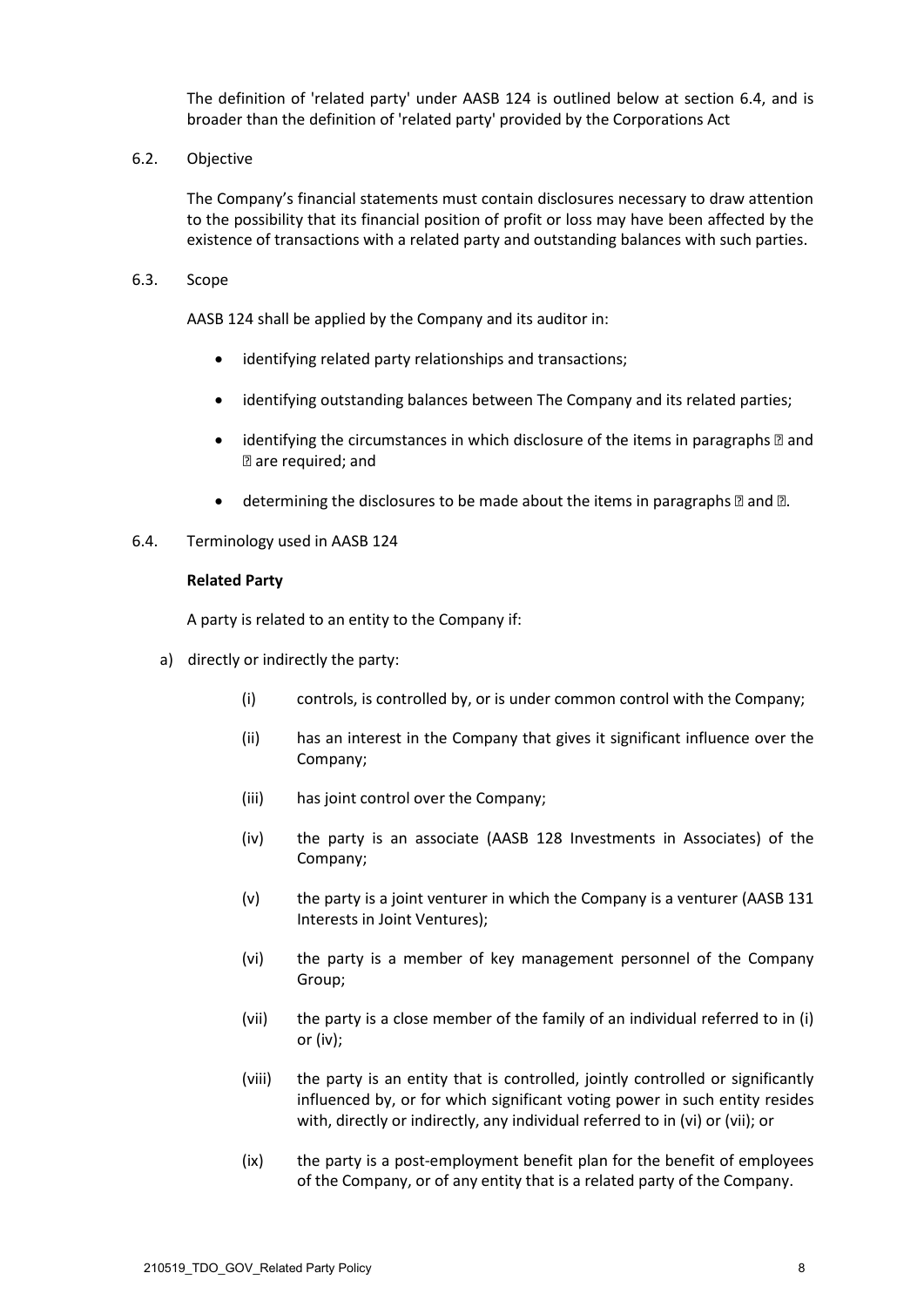The definition of 'related party' under AASB 124 is outlined below at section 6.4, and is broader than the definition of 'related party' provided by the Corporations Act

6.2. Objective

The Company's financial statements must contain disclosures necessary to draw attention to the possibility that its financial position of profit or loss may have been affected by the existence of transactions with a related party and outstanding balances with such parties.

6.3. Scope

AASB 124 shall be applied by the Company and its auditor in:

- identifying related party relationships and transactions;
- identifying outstanding balances between The Company and its related parties;
- identifying the circumstances in which disclosure of the items in paragraphs ? and ? are required; and
- determining the disclosures to be made about the items in paragraphs ? and ?.

6.4. Terminology used in AASB 124

**Related Party**

A party is related to an entity to the Company if:

a) directly or indirectly the party:

   (i) controls, is controlled by, or is under common control with the Company;

   (ii) has an interest in the Company that gives it significant influence over the Company;

   (iii) has joint control over the Company;

   (iv) the party is an associate (AASB 128 Investments in Associates) of the Company;

   (v) the party is a joint venturer in which the Company is a venturer (AASB 131 Interests in Joint Ventures);

   (vi) the party is a member of key management personnel of the Company Group;

   (vii) the party is a close member of the family of an individual referred to in (i) or (iv);

   (viii) the party is an entity that is controlled, jointly controlled or significantly influenced by, or for which significant voting power in such entity resides with, directly or indirectly, any individual referred to in (vi) or (vii); or

   (ix) the party is a post-employment benefit plan for the benefit of employees of the Company, or of any entity that is a related party of the Company.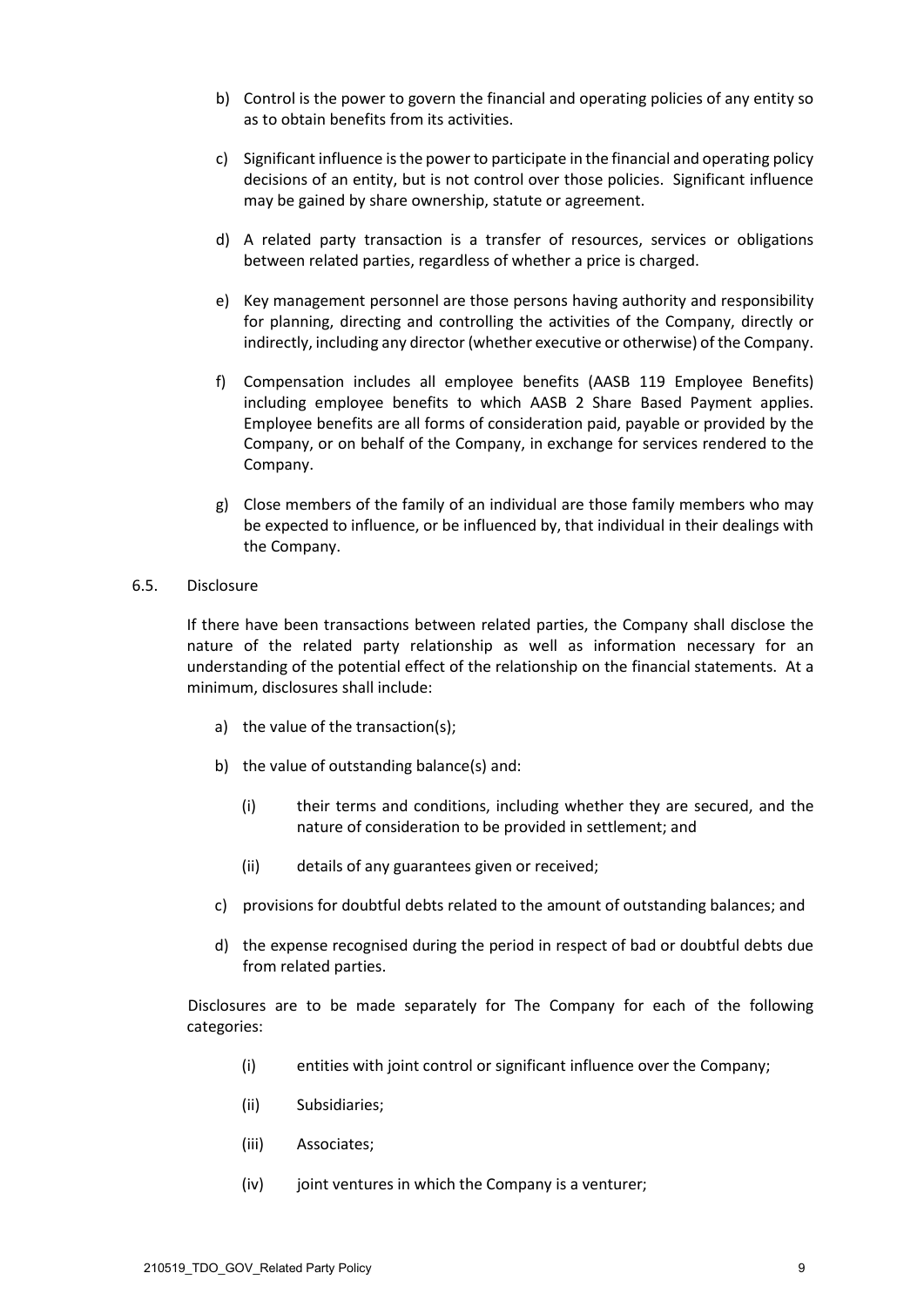b) Control is the power to govern the financial and operating policies of any entity so as to obtain benefits from its activities.

c) Significant influence is the power to participate in the financial and operating policy decisions of an entity, but is not control over those policies. Significant influence may be gained by share ownership, statute or agreement.

d) A related party transaction is a transfer of resources, services or obligations between related parties, regardless of whether a price is charged.

e) Key management personnel are those persons having authority and responsibility for planning, directing and controlling the activities of the Company, directly or indirectly, including any director (whether executive or otherwise) of the Company.

f) Compensation includes all employee benefits (AASB 119 Employee Benefits) including employee benefits to which AASB 2 Share Based Payment applies. Employee benefits are all forms of consideration paid, payable or provided by the Company, or on behalf of the Company, in exchange for services rendered to the Company.

g) Close members of the family of an individual are those family members who may be expected to influence, or be influenced by, that individual in their dealings with the Company.

6.5. Disclosure

If there have been transactions between related parties, the Company shall disclose the nature of the related party relationship as well as information necessary for an understanding of the potential effect of the relationship on the financial statements. At a minimum, disclosures shall include:

a) the value of the transaction(s);

b) the value of outstanding balance(s) and:

  (i) their terms and conditions, including whether they are secured, and the nature of consideration to be provided in settlement; and

  (ii) details of any guarantees given or received;

c) provisions for doubtful debts related to the amount of outstanding balances; and

d) the expense recognised during the period in respect of bad or doubtful debts due from related parties.

Disclosures are to be made separately for The Company for each of the following categories:

  (i) entities with joint control or significant influence over the Company;

  (ii) Subsidiaries;

  (iii) Associates;

  (iv) joint ventures in which the Company is a venturer;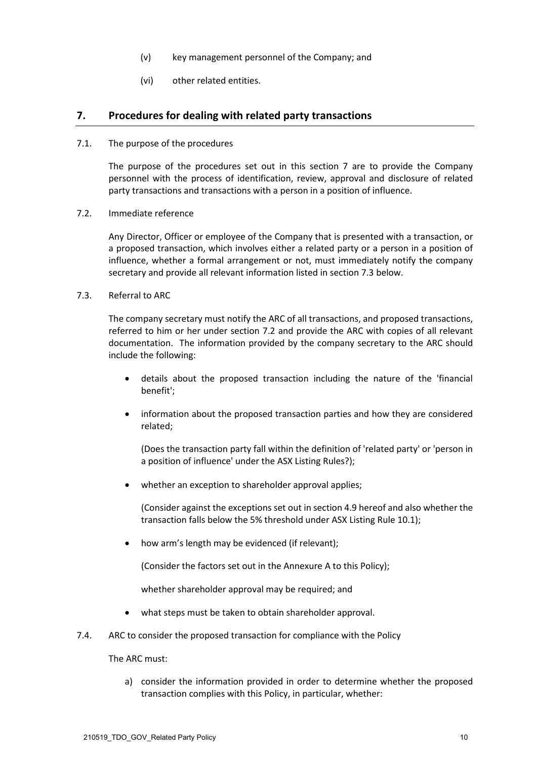(v) key management personnel of the Company; and

(vi) other related entities.

## 7. Procedures for dealing with related party transactions

7.1. The purpose of the procedures

The purpose of the procedures set out in this section 7 are to provide the Company personnel with the process of identification, review, approval and disclosure of related party transactions and transactions with a person in a position of influence.

7.2. Immediate reference

Any Director, Officer or employee of the Company that is presented with a transaction, or a proposed transaction, which involves either a related party or a person in a position of influence, whether a formal arrangement or not, must immediately notify the company secretary and provide all relevant information listed in section 7.3 below.

7.3. Referral to ARC

The company secretary must notify the ARC of all transactions, and proposed transactions, referred to him or her under section 7.2 and provide the ARC with copies of all relevant documentation. The information provided by the company secretary to the ARC should include the following:

- details about the proposed transaction including the nature of the 'financial benefit';
- information about the proposed transaction parties and how they are considered related;

  (Does the transaction party fall within the definition of 'related party' or 'person in a position of influence' under the ASX Listing Rules?);

- whether an exception to shareholder approval applies;

  (Consider against the exceptions set out in section 4.9 hereof and also whether the transaction falls below the 5% threshold under ASX Listing Rule 10.1);

- how arm's length may be evidenced (if relevant);

  (Consider the factors set out in the Annexure A to this Policy);

  whether shareholder approval may be required; and

- what steps must be taken to obtain shareholder approval.

7.4. ARC to consider the proposed transaction for compliance with the Policy

The ARC must:

a) consider the information provided in order to determine whether the proposed transaction complies with this Policy, in particular, whether: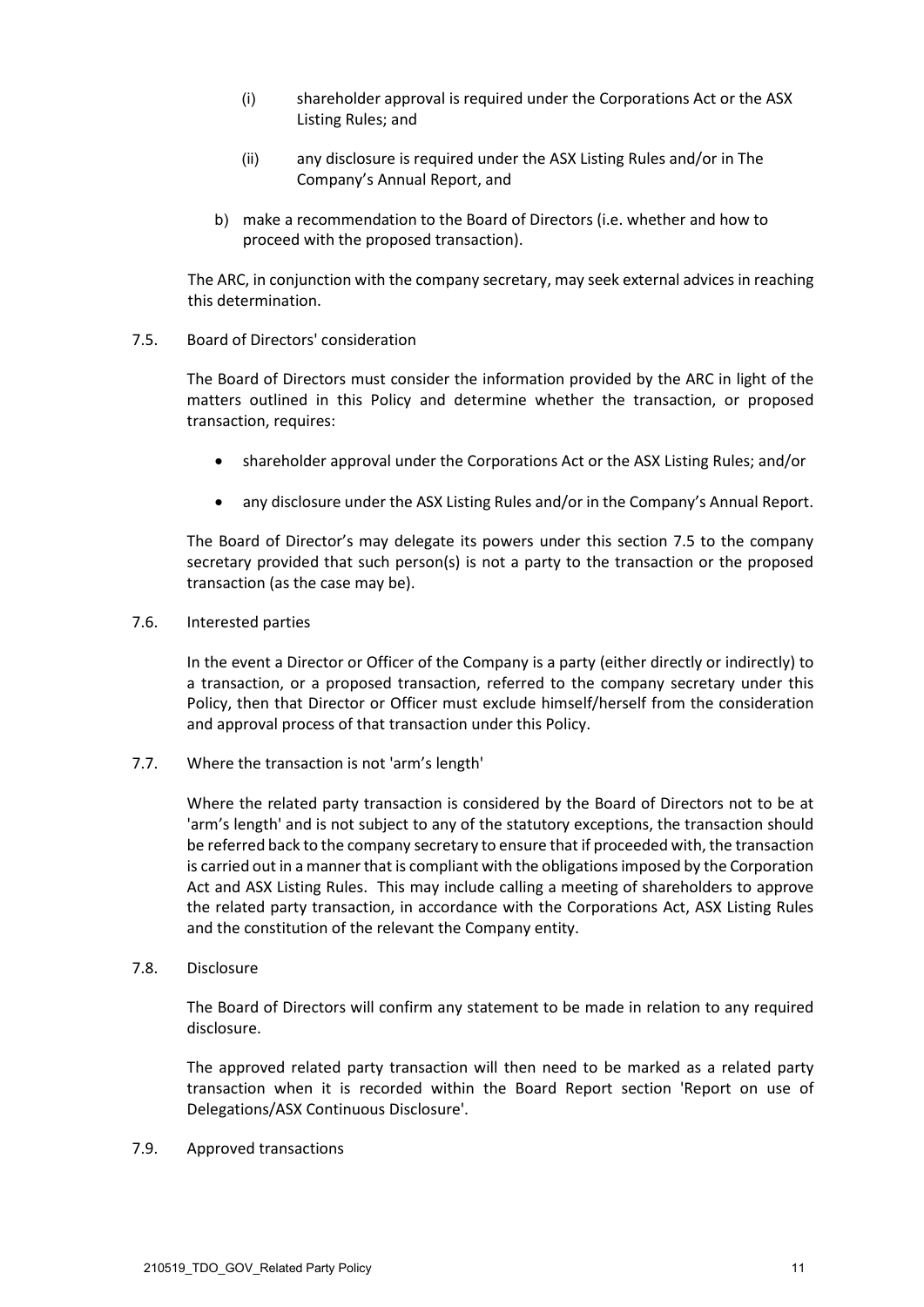(i) shareholder approval is required under the Corporations Act or the ASX Listing Rules; and

(ii) any disclosure is required under the ASX Listing Rules and/or in The Company's Annual Report, and

b) make a recommendation to the Board of Directors (i.e. whether and how to proceed with the proposed transaction).

The ARC, in conjunction with the company secretary, may seek external advices in reaching this determination.

### 7.5. Board of Directors' consideration

The Board of Directors must consider the information provided by the ARC in light of the matters outlined in this Policy and determine whether the transaction, or proposed transaction, requires:

- shareholder approval under the Corporations Act or the ASX Listing Rules; and/or
- any disclosure under the ASX Listing Rules and/or in the Company's Annual Report.

The Board of Director's may delegate its powers under this section 7.5 to the company secretary provided that such person(s) is not a party to the transaction or the proposed transaction (as the case may be).

### 7.6. Interested parties

In the event a Director or Officer of the Company is a party (either directly or indirectly) to a transaction, or a proposed transaction, referred to the company secretary under this Policy, then that Director or Officer must exclude himself/herself from the consideration and approval process of that transaction under this Policy.

### 7.7. Where the transaction is not 'arm's length'

Where the related party transaction is considered by the Board of Directors not to be at 'arm's length' and is not subject to any of the statutory exceptions, the transaction should be referred back to the company secretary to ensure that if proceeded with, the transaction is carried out in a manner that is compliant with the obligations imposed by the Corporation Act and ASX Listing Rules. This may include calling a meeting of shareholders to approve the related party transaction, in accordance with the Corporations Act, ASX Listing Rules and the constitution of the relevant the Company entity.

### 7.8. Disclosure

The Board of Directors will confirm any statement to be made in relation to any required disclosure.

The approved related party transaction will then need to be marked as a related party transaction when it is recorded within the Board Report section 'Report on use of Delegations/ASX Continuous Disclosure'.

### 7.9. Approved transactions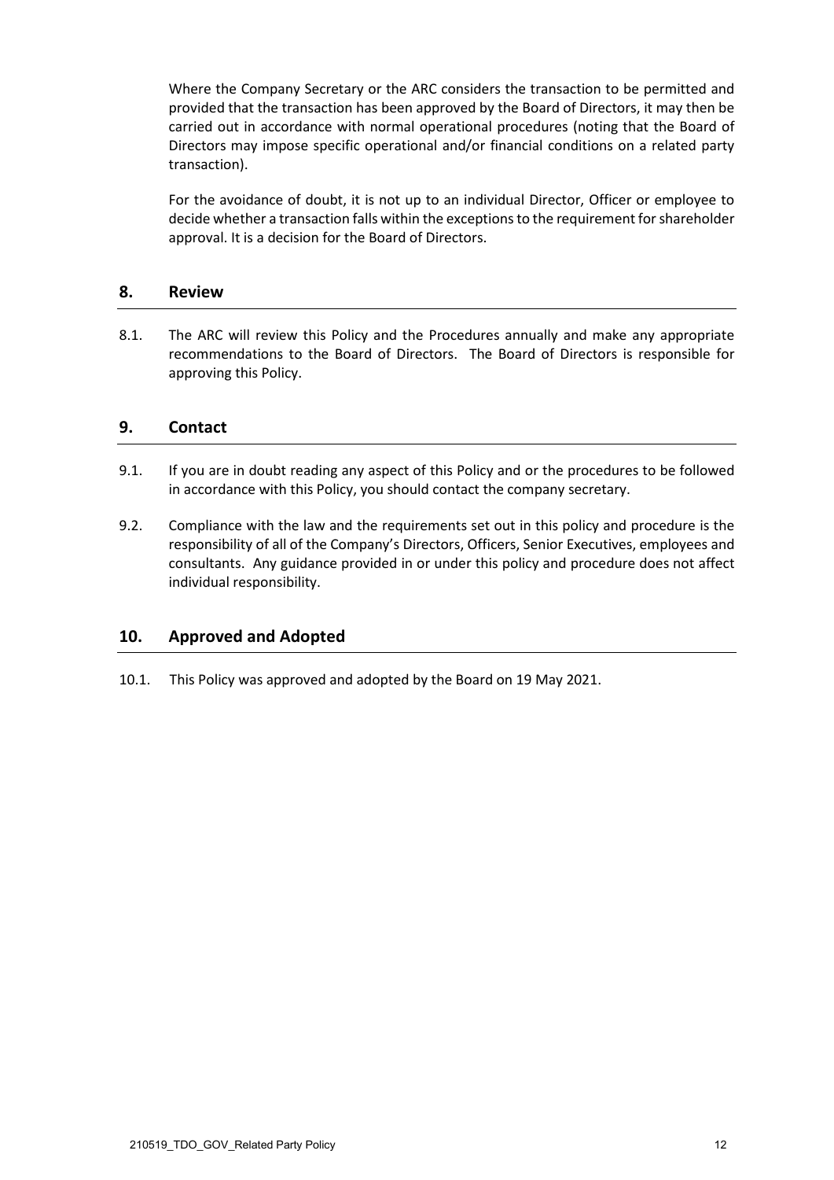Where the Company Secretary or the ARC considers the transaction to be permitted and provided that the transaction has been approved by the Board of Directors, it may then be carried out in accordance with normal operational procedures (noting that the Board of Directors may impose specific operational and/or financial conditions on a related party transaction).

For the avoidance of doubt, it is not up to an individual Director, Officer or employee to decide whether a transaction falls within the exceptions to the requirement for shareholder approval. It is a decision for the Board of Directors.

## 8. Review

8.1. The ARC will review this Policy and the Procedures annually and make any appropriate recommendations to the Board of Directors. The Board of Directors is responsible for approving this Policy.

## 9. Contact

9.1. If you are in doubt reading any aspect of this Policy and or the procedures to be followed in accordance with this Policy, you should contact the company secretary.

9.2. Compliance with the law and the requirements set out in this policy and procedure is the responsibility of all of the Company's Directors, Officers, Senior Executives, employees and consultants. Any guidance provided in or under this policy and procedure does not affect individual responsibility.

## 10. Approved and Adopted

10.1. This Policy was approved and adopted by the Board on 19 May 2021.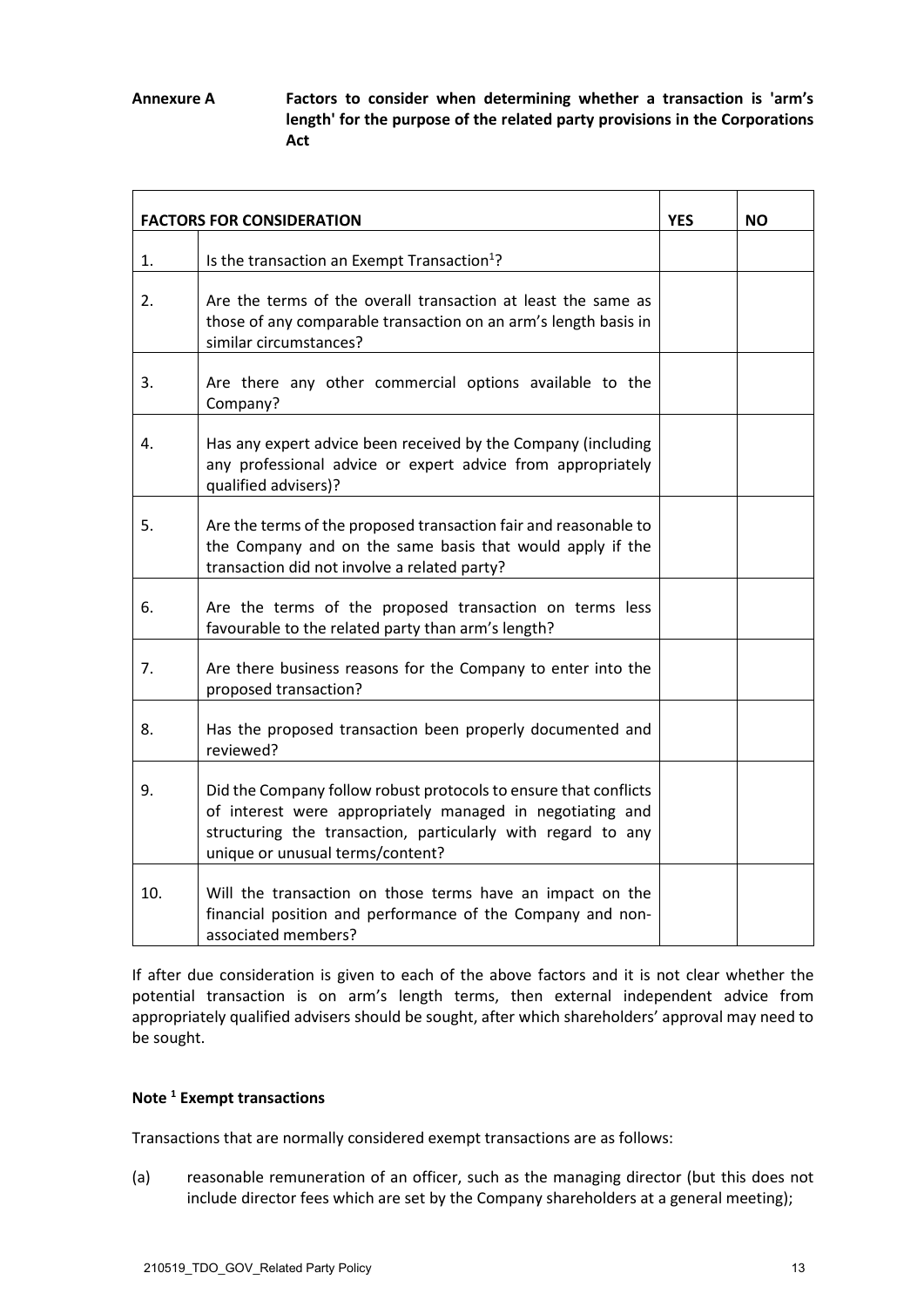**Annexure A** **Factors to consider when determining whether a transaction is 'arm's length' for the purpose of the related party provisions in the Corporations Act**

| FACTORS FOR CONSIDERATION | | YES | NO |
|---|---|---|---|
| 1. | Is the transaction an Exempt Transaction[1]? | | |
| 2. | Are the terms of the overall transaction at least the same as those of any comparable transaction on an arm's length basis in similar circumstances? | | |
| 3. | Are there any other commercial options available to the Company? | | |
| 4. | Has any expert advice been received by the Company (including any professional advice or expert advice from appropriately qualified advisers)? | | |
| 5. | Are the terms of the proposed transaction fair and reasonable to the Company and on the same basis that would apply if the transaction did not involve a related party? | | |
| 6. | Are the terms of the proposed transaction on terms less favourable to the related party than arm's length? | | |
| 7. | Are there business reasons for the Company to enter into the proposed transaction? | | |
| 8. | Has the proposed transaction been properly documented and reviewed? | | |
| 9. | Did the Company follow robust protocols to ensure that conflicts of interest were appropriately managed in negotiating and structuring the transaction, particularly with regard to any unique or unusual terms/content? | | |
| 10. | Will the transaction on those terms have an impact on the financial position and performance of the Company and non-associated members? | | |

If after due consideration is given to each of the above factors and it is not clear whether the potential transaction is on arm's length terms, then external independent advice from appropriately qualified advisers should be sought, after which shareholders' approval may need to be sought.

**Note [1] Exempt transactions**

Transactions that are normally considered exempt transactions are as follows:

(a) reasonable remuneration of an officer, such as the managing director (but this does not include director fees which are set by the Company shareholders at a general meeting);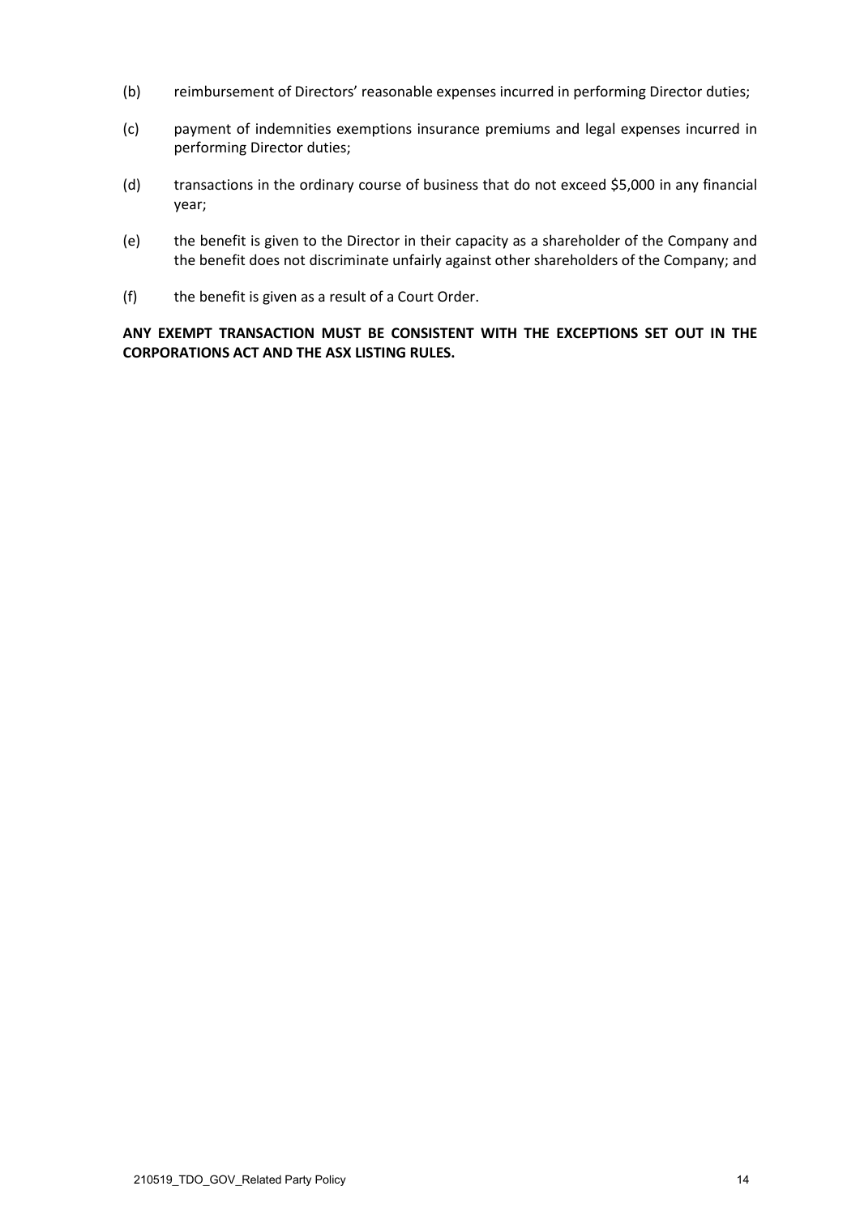(b) reimbursement of Directors' reasonable expenses incurred in performing Director duties;

(c) payment of indemnities exemptions insurance premiums and legal expenses incurred in performing Director duties;

(d) transactions in the ordinary course of business that do not exceed $5,000 in any financial year;

(e) the benefit is given to the Director in their capacity as a shareholder of the Company and the benefit does not discriminate unfairly against other shareholders of the Company; and

(f) the benefit is given as a result of a Court Order.

**ANY EXEMPT TRANSACTION MUST BE CONSISTENT WITH THE EXCEPTIONS SET OUT IN THE CORPORATIONS ACT AND THE ASX LISTING RULES.**